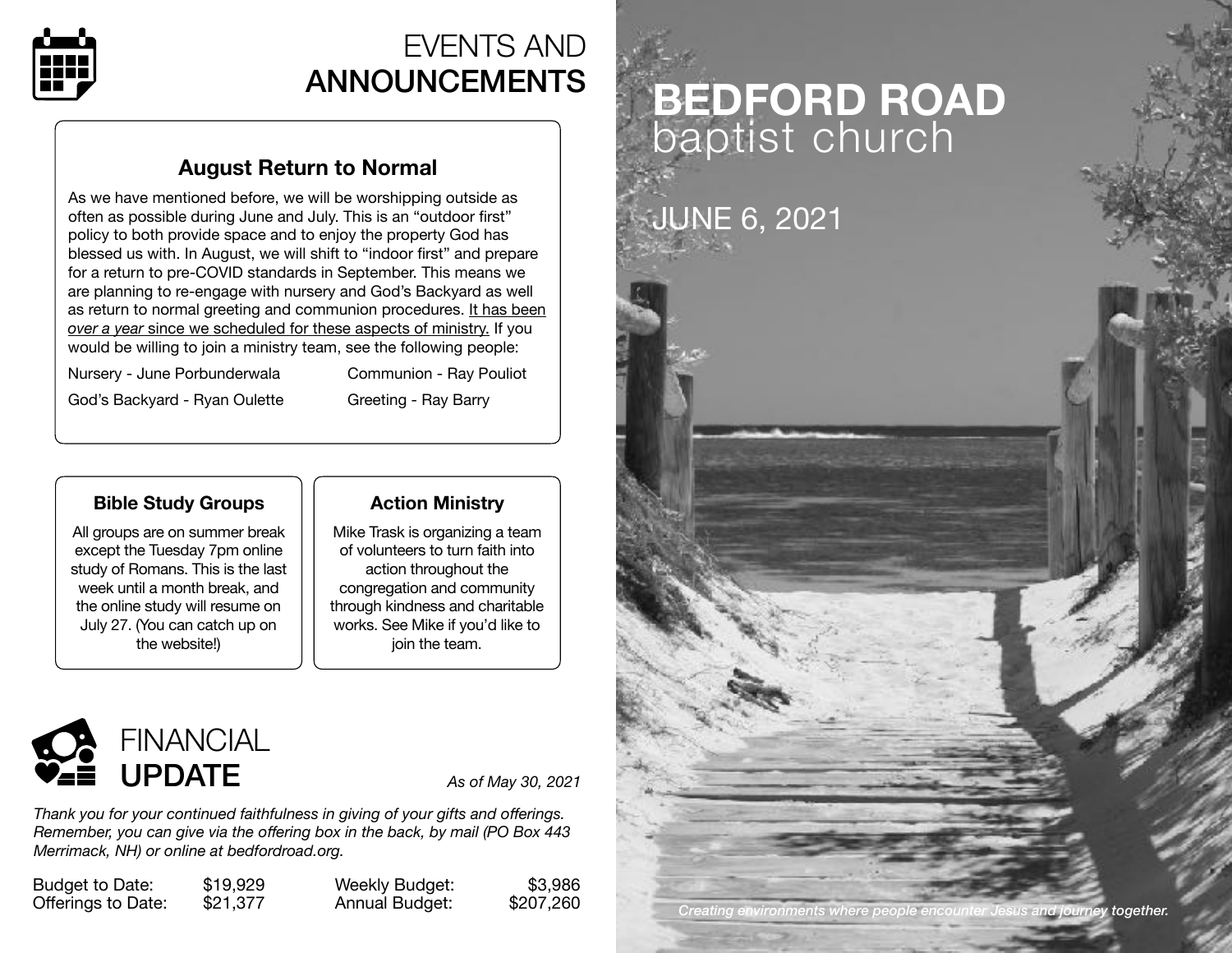# EVENTS AND **ANNOUNCEMENTS**

## August Return to Normal

As we have mentioned before, we will be worshipping outside as often as possible during June and July. This is an "outdoor first" policy to both provide space and to enjoy the property God has blessed us with. In August, we will shift to "indoor first" and prepare for a return to pre-COVID standards in September. This means we are planning to re-engage with nursery and God's Backyard as well as return to normal greeting and communion procedures. It has been *over a year* since we scheduled for these aspects of ministry. If you would be willing to join a ministry team, see the following people:

Nursery - June Porbunderwala

God's Backyard - Ryan Oulette

Communion - Ray Pouliot

Greeting - Ray Barry

## Bible Study Groups

All groups are on summer break except the Tuesday 7pm online study of Romans. This is the last week until a month break, and the online study will resume on July 27. (You can catch up on the website!)

## Action Ministry

Mike Trask is organizing a team of volunteers to turn faith into action throughout the congregation and community through kindness and charitable works. See Mike if you'd like to join the team.

# FINANCIAL **UPDATE**

*As of May 30, 2021*

*Thank you for your continued faithfulness in giving of your gifts and offerings. Remember, you can give via the offering box in the back, by mail (PO Box 443 Merrimack, NH) or online at bedfordroad.org.*

| | | | |
|---|---|---|---|
| Budget to Date: | $19,929 | Weekly Budget: | $3,986 |
| Offerings to Date: | $21,377 | Annual Budget: | $207,260 |

# BEDFORD ROAD baptist church

JUNE 6, 2021

*Creating environments where people encounter Jesus and journey together.*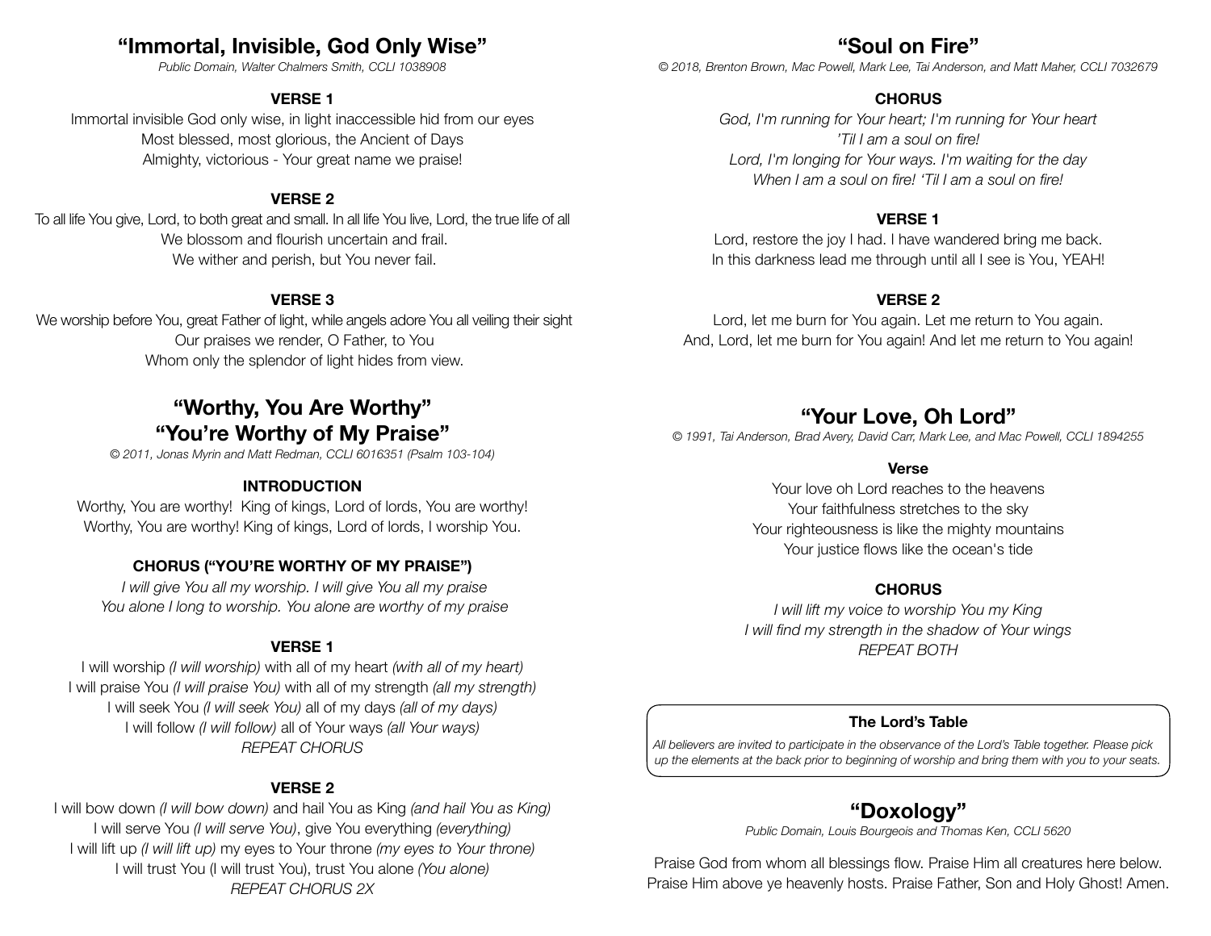## "Immortal, Invisible, God Only Wise"

*Public Domain, Walter Chalmers Smith, CCLI 1038908*

**VERSE 1**

Immortal invisible God only wise, in light inaccessible hid from our eyes
Most blessed, most glorious, the Ancient of Days
Almighty, victorious - Your great name we praise!

**VERSE 2**

To all life You give, Lord, to both great and small. In all life You live, Lord, the true life of all
We blossom and flourish uncertain and frail.
We wither and perish, but You never fail.

**VERSE 3**

We worship before You, great Father of light, while angels adore You all veiling their sight
Our praises we render, O Father, to You
Whom only the splendor of light hides from view.

## "Worthy, You Are Worthy"
## "You're Worthy of My Praise"

*© 2011, Jonas Myrin and Matt Redman, CCLI 6016351 (Psalm 103-104)*

**INTRODUCTION**

Worthy, You are worthy! King of kings, Lord of lords, You are worthy!
Worthy, You are worthy! King of kings, Lord of lords, I worship You.

**CHORUS ("YOU'RE WORTHY OF MY PRAISE")**

*I will give You all my worship. I will give You all my praise*
*You alone I long to worship. You alone are worthy of my praise*

**VERSE 1**

I will worship *(I will worship)* with all of my heart *(with all of my heart)*
I will praise You *(I will praise You)* with all of my strength *(all my strength)*
I will seek You *(I will seek You)* all of my days *(all of my days)*
I will follow *(I will follow)* all of Your ways *(all Your ways)*
*REPEAT CHORUS*

**VERSE 2**

I will bow down *(I will bow down)* and hail You as King *(and hail You as King)*
I will serve You *(I will serve You)*, give You everything *(everything)*
I will lift up *(I will lift up)* my eyes to Your throne *(my eyes to Your throne)*
I will trust You (I will trust You), trust You alone *(You alone)*
*REPEAT CHORUS 2X*

## "Soul on Fire"

*© 2018, Brenton Brown, Mac Powell, Mark Lee, Tai Anderson, and Matt Maher, CCLI 7032679*

**CHORUS**

*God, I'm running for Your heart; I'm running for Your heart*
*'Til I am a soul on fire!*
*Lord, I'm longing for Your ways. I'm waiting for the day*
*When I am a soul on fire! 'Til I am a soul on fire!*

**VERSE 1**

Lord, restore the joy I had. I have wandered bring me back.
In this darkness lead me through until all I see is You, YEAH!

**VERSE 2**

Lord, let me burn for You again. Let me return to You again.
And, Lord, let me burn for You again! And let me return to You again!

## "Your Love, Oh Lord"

*© 1991, Tai Anderson, Brad Avery, David Carr, Mark Lee, and Mac Powell, CCLI 1894255*

**Verse**

Your love oh Lord reaches to the heavens
Your faithfulness stretches to the sky
Your righteousness is like the mighty mountains
Your justice flows like the ocean's tide

**CHORUS**

*I will lift my voice to worship You my King*
*I will find my strength in the shadow of Your wings*
*REPEAT BOTH*

**The Lord's Table**

*All believers are invited to participate in the observance of the Lord's Table together. Please pick up the elements at the back prior to beginning of worship and bring them with you to your seats.*

## "Doxology"

*Public Domain, Louis Bourgeois and Thomas Ken, CCLI 5620*

Praise God from whom all blessings flow. Praise Him all creatures here below.
Praise Him above ye heavenly hosts. Praise Father, Son and Holy Ghost! Amen.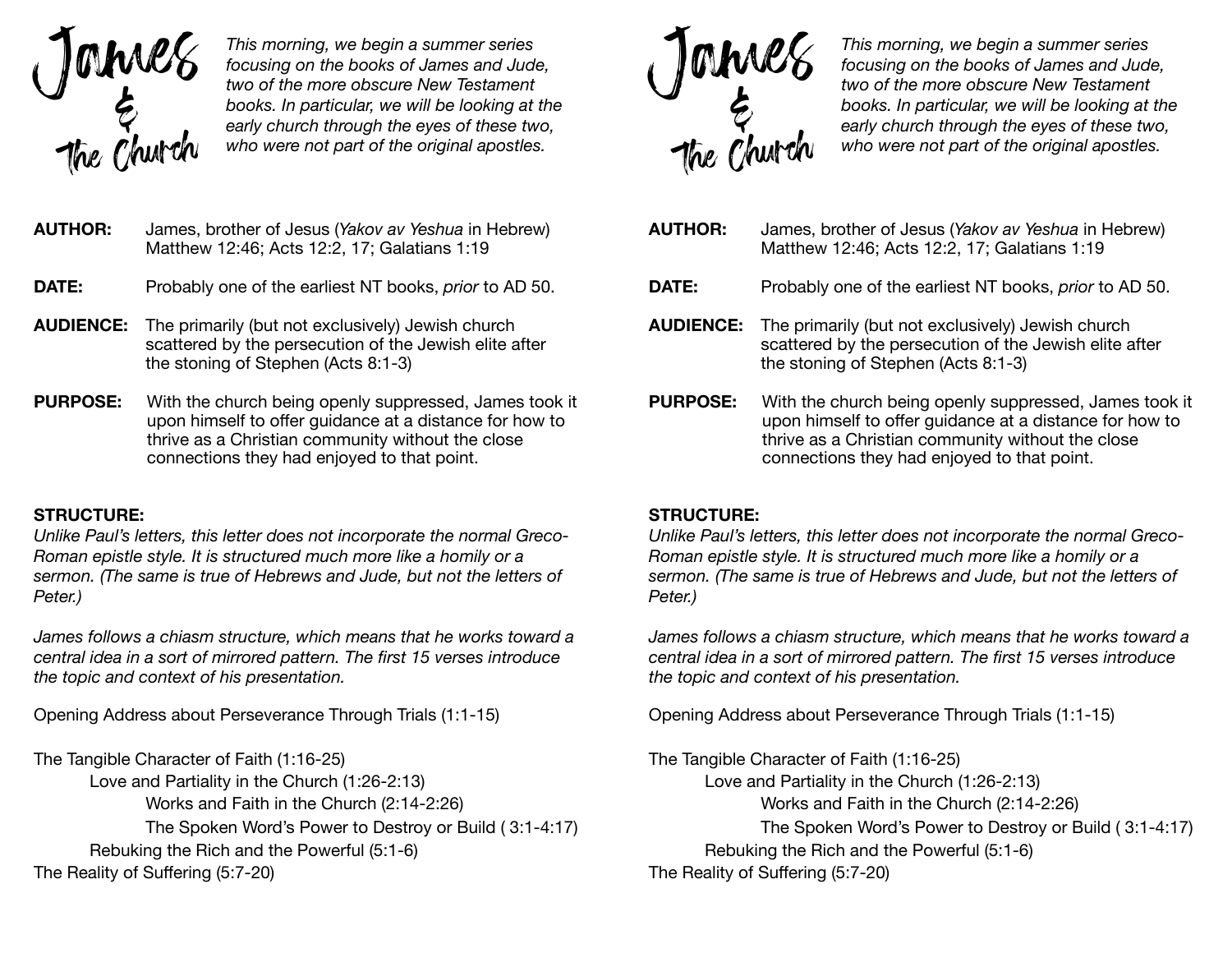# James & The Church

*This morning, we begin a summer series focusing on the books of James and Jude, two of the more obscure New Testament books. In particular, we will be looking at the early church through the eyes of these two, who were not part of the original apostles.*

**AUTHOR:** James, brother of Jesus (*Yakov av Yeshua* in Hebrew)
Matthew 12:46; Acts 12:2, 17; Galatians 1:19

**DATE:** Probably one of the earliest NT books, *prior* to AD 50.

**AUDIENCE:** The primarily (but not exclusively) Jewish church scattered by the persecution of the Jewish elite after the stoning of Stephen (Acts 8:1-3)

**PURPOSE:** With the church being openly suppressed, James took it upon himself to offer guidance at a distance for how to thrive as a Christian community without the close connections they had enjoyed to that point.

**STRUCTURE:**
*Unlike Paul's letters, this letter does not incorporate the normal Greco-Roman epistle style. It is structured much more like a homily or a sermon. (The same is true of Hebrews and Jude, but not the letters of Peter.)*

*James follows a chiasm structure, which means that he works toward a central idea in a sort of mirrored pattern. The first 15 verses introduce the topic and context of his presentation.*

Opening Address about Perseverance Through Trials (1:1-15)

- The Tangible Character of Faith (1:16-25)
  - Love and Partiality in the Church (1:26-2:13)
    - Works and Faith in the Church (2:14-2:26)
    - The Spoken Word's Power to Destroy or Build ( 3:1-4:17)
  - Rebuking the Rich and the Powerful (5:1-6)
- The Reality of Suffering (5:7-20)

# James & The Church

*This morning, we begin a summer series focusing on the books of James and Jude, two of the more obscure New Testament books. In particular, we will be looking at the early church through the eyes of these two, who were not part of the original apostles.*

**AUTHOR:** James, brother of Jesus (*Yakov av Yeshua* in Hebrew)
Matthew 12:46; Acts 12:2, 17; Galatians 1:19

**DATE:** Probably one of the earliest NT books, *prior* to AD 50.

**AUDIENCE:** The primarily (but not exclusively) Jewish church scattered by the persecution of the Jewish elite after the stoning of Stephen (Acts 8:1-3)

**PURPOSE:** With the church being openly suppressed, James took it upon himself to offer guidance at a distance for how to thrive as a Christian community without the close connections they had enjoyed to that point.

**STRUCTURE:**
*Unlike Paul's letters, this letter does not incorporate the normal Greco-Roman epistle style. It is structured much more like a homily or a sermon. (The same is true of Hebrews and Jude, but not the letters of Peter.)*

*James follows a chiasm structure, which means that he works toward a central idea in a sort of mirrored pattern. The first 15 verses introduce the topic and context of his presentation.*

Opening Address about Perseverance Through Trials (1:1-15)

- The Tangible Character of Faith (1:16-25)
  - Love and Partiality in the Church (1:26-2:13)
    - Works and Faith in the Church (2:14-2:26)
    - The Spoken Word's Power to Destroy or Build ( 3:1-4:17)
  - Rebuking the Rich and the Powerful (5:1-6)
- The Reality of Suffering (5:7-20)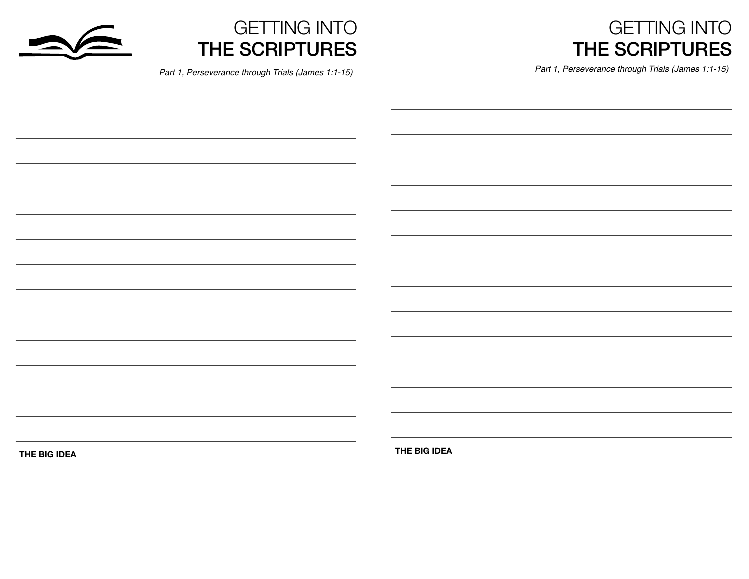# GETTING INTO THE SCRIPTURES

*Part 1, Perseverance through Trials (James 1:1-15)*

**THE BIG IDEA**

# GETTING INTO THE SCRIPTURES

*Part 1, Perseverance through Trials (James 1:1-15)*

**THE BIG IDEA**